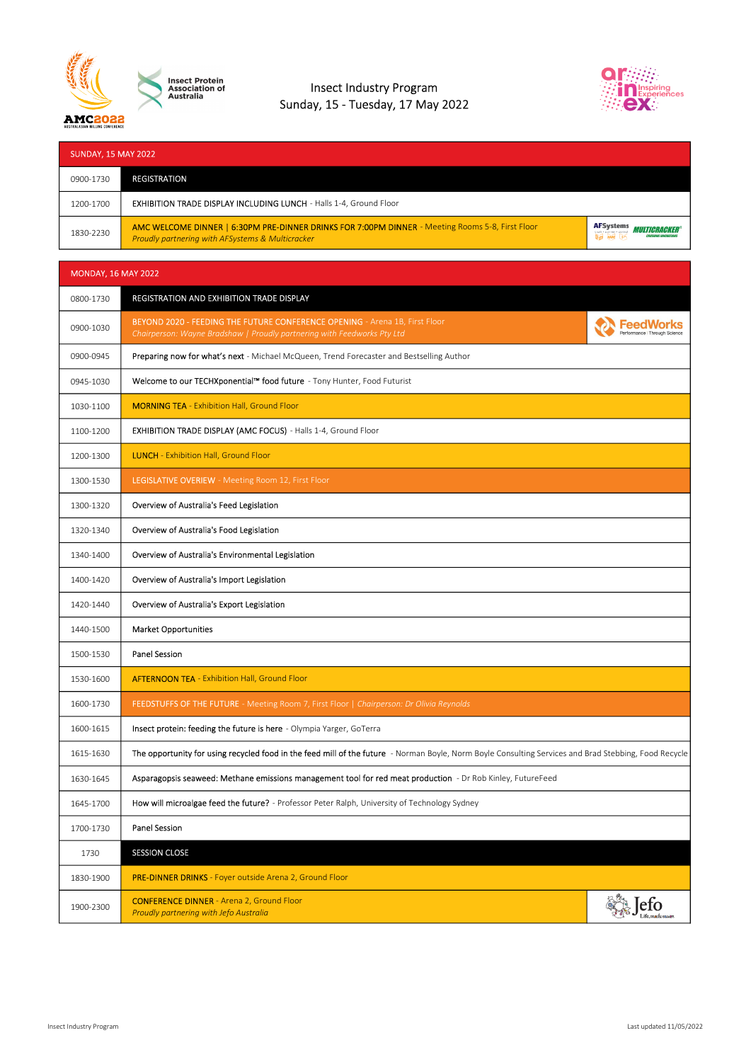# Insect Industry Program

Sunday, 15 - Tuesday, 17 May 2022

## SUNDAY, 15 MAY 2022

| Time | Session |
|---|---|
| 0900-1730 | REGISTRATION |
| 1200-1700 | EXHIBITION TRADE DISPLAY INCLUDING LUNCH - Halls 1-4, Ground Floor |
| 1830-2230 | AMC WELCOME DINNER \| 6:30PM PRE-DINNER DRINKS FOR 7:00PM DINNER - Meeting Rooms 5-8, First Floor<br>*Proudly partnering with AFSystems & Multicracker* |

## MONDAY, 16 MAY 2022

| Time | Session |
|---|---|
| 0800-1730 | REGISTRATION AND EXHIBITION TRADE DISPLAY |
| 0900-1030 | BEYOND 2020 - FEEDING THE FUTURE CONFERENCE OPENING - Arena 1B, First Floor<br>*Chairperson: Wayne Bradshaw \| Proudly partnering with Feedworks Pty Ltd* |
| 0900-0945 | Preparing now for what's next - Michael McQueen, Trend Forecaster and Bestselling Author |
| 0945-1030 | Welcome to our TECHXponential™ food future - Tony Hunter, Food Futurist |
| 1030-1100 | MORNING TEA - Exhibition Hall, Ground Floor |
| 1100-1200 | EXHIBITION TRADE DISPLAY (AMC FOCUS) - Halls 1-4, Ground Floor |
| 1200-1300 | LUNCH - Exhibition Hall, Ground Floor |
| 1300-1530 | LEGISLATIVE OVERIEW - Meeting Room 12, First Floor |
| 1300-1320 | Overview of Australia's Feed Legislation |
| 1320-1340 | Overview of Australia's Food Legislation |
| 1340-1400 | Overview of Australia's Environmental Legislation |
| 1400-1420 | Overview of Australia's Import Legislation |
| 1420-1440 | Overview of Australia's Export Legislation |
| 1440-1500 | Market Opportunities |
| 1500-1530 | Panel Session |
| 1530-1600 | AFTERNOON TEA - Exhibition Hall, Ground Floor |
| 1600-1730 | FEEDSTUFFS OF THE FUTURE - Meeting Room 7, First Floor \| *Chairperson: Dr Olivia Reynolds* |
| 1600-1615 | Insect protein: feeding the future is here - Olympia Yarger, GoTerra |
| 1615-1630 | The opportunity for using recycled food in the feed mill of the future - Norman Boyle, Norm Boyle Consulting Services and Brad Stebbing, Food Recycle |
| 1630-1645 | Asparagopsis seaweed: Methane emissions management tool for red meat production - Dr Rob Kinley, FutureFeed |
| 1645-1700 | How will microalgae feed the future? - Professor Peter Ralph, University of Technology Sydney |
| 1700-1730 | Panel Session |
| 1730 | SESSION CLOSE |
| 1830-1900 | PRE-DINNER DRINKS - Foyer outside Arena 2, Ground Floor |
| 1900-2300 | CONFERENCE DINNER - Arena 2, Ground Floor<br>*Proudly partnering with Jefo Australia* |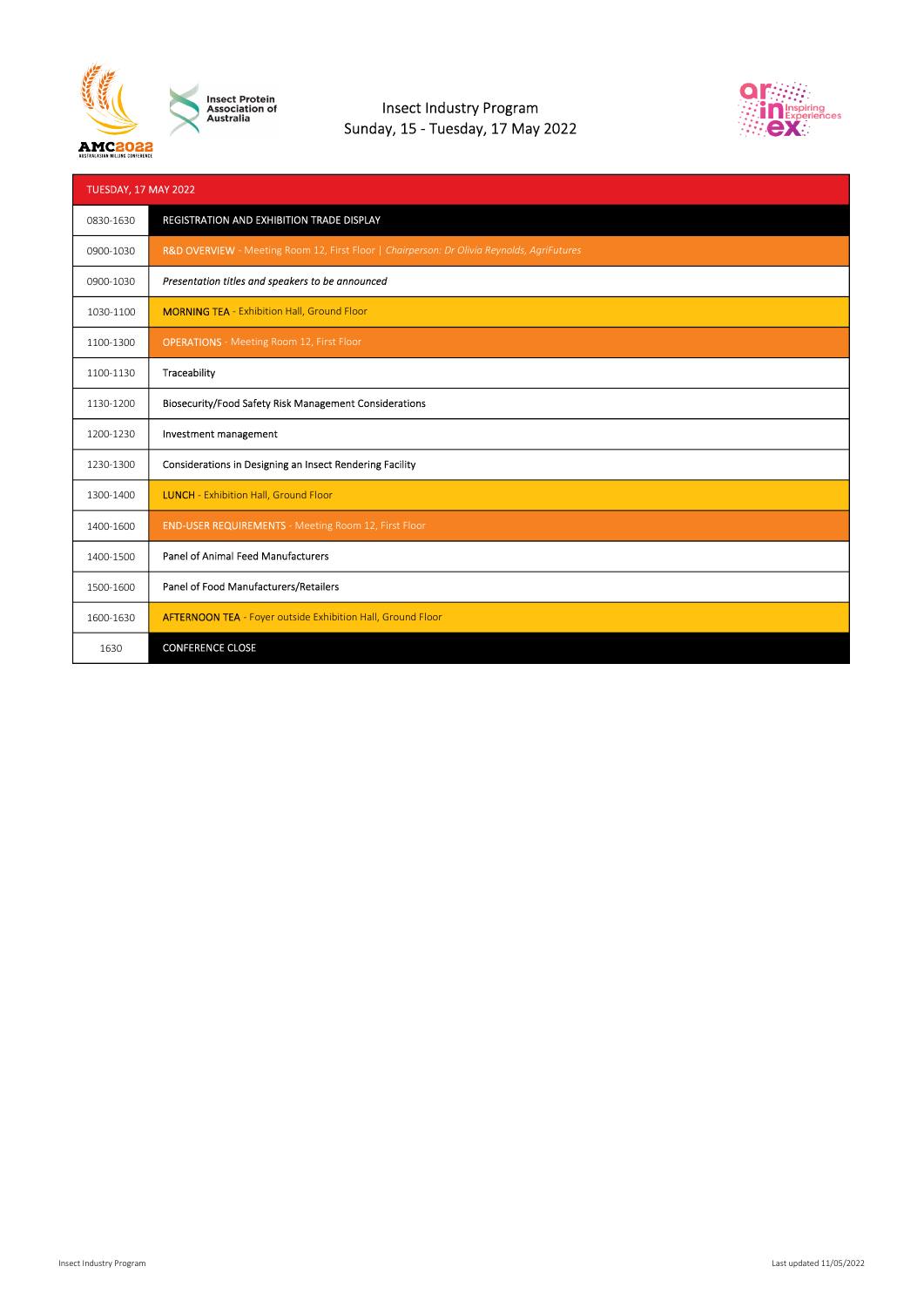Insect Protein Association of Australia

# Insect Industry Program
## Sunday, 15 - Tuesday, 17 May 2022

| | |
|---|---|
| TUESDAY, 17 MAY 2022 | |
| 0830-1630 | REGISTRATION AND EXHIBITION TRADE DISPLAY |
| 0900-1030 | R&D OVERVIEW - Meeting Room 12, First Floor \| *Chairperson: Dr Olivia Reynolds, AgriFutures* |
| 0900-1030 | *Presentation titles and speakers to be announced* |
| 1030-1100 | MORNING TEA - Exhibition Hall, Ground Floor |
| 1100-1300 | OPERATIONS - Meeting Room 12, First Floor |
| 1100-1130 | Traceability |
| 1130-1200 | Biosecurity/Food Safety Risk Management Considerations |
| 1200-1230 | Investment management |
| 1230-1300 | Considerations in Designing an Insect Rendering Facility |
| 1300-1400 | LUNCH - Exhibition Hall, Ground Floor |
| 1400-1600 | END-USER REQUIREMENTS - Meeting Room 12, First Floor |
| 1400-1500 | Panel of Animal Feed Manufacturers |
| 1500-1600 | Panel of Food Manufacturers/Retailers |
| 1600-1630 | AFTERNOON TEA - Foyer outside Exhibition Hall, Ground Floor |
| 1630 | CONFERENCE CLOSE |

Last updated 11/05/2022